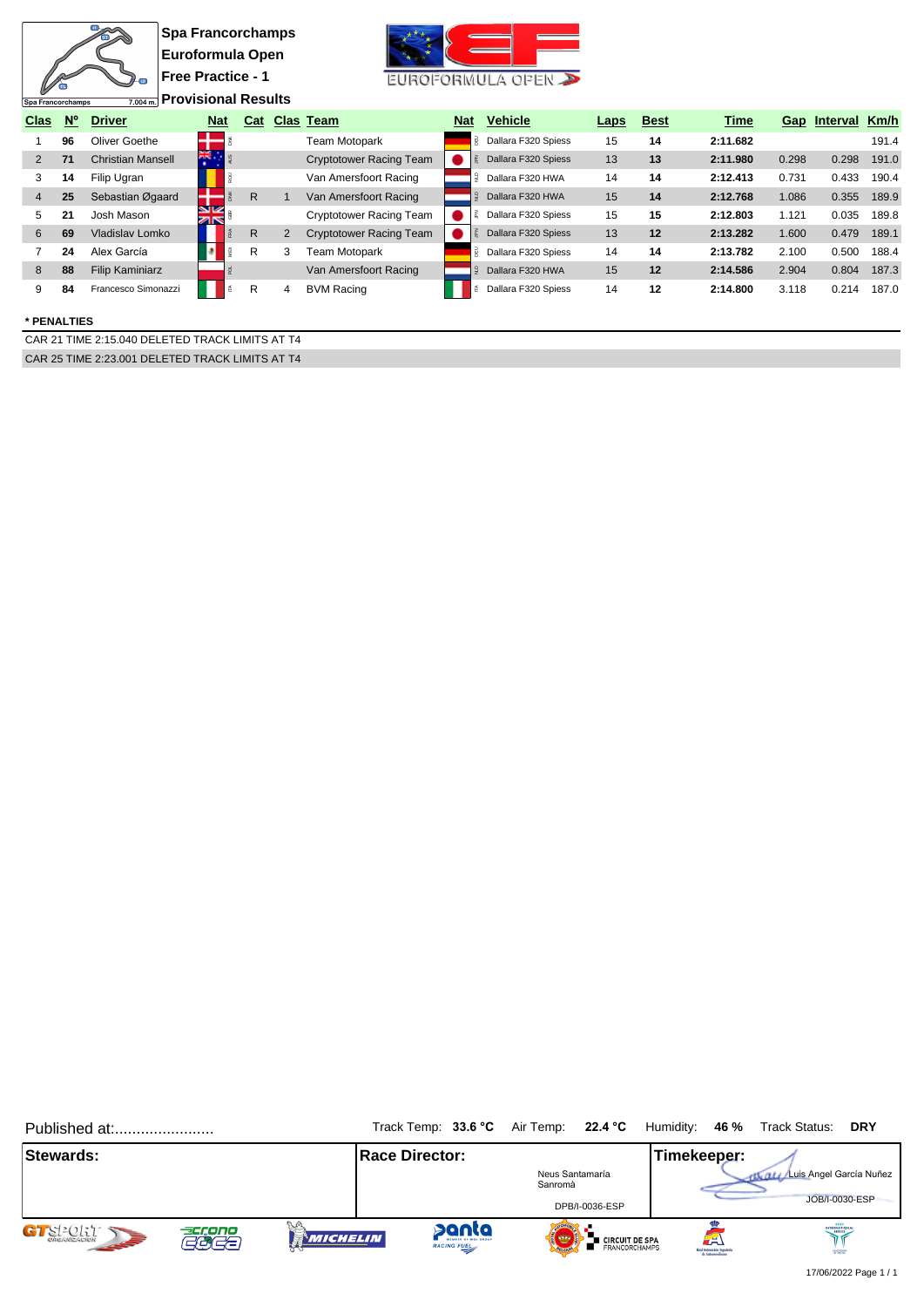**Spa Francorchamps**
**Euroformula Open**
**Free Practice - 1**
**Provisional Results**

Spa Francorchamps 7.004 m.

| Clas | Nº | Driver | Nat | Cat | Clas | Team | Nat | Vehicle | Laps | Best | Time | Gap | Interval | Km/h |
|---|---|---|---|---|---|---|---|---|---|---|---|---|---|---|
| 1 | 96 | Oliver Goethe | DNK | | | Team Motopark | DEU | Dallara F320 Spiess | 15 | 14 | 2:11.682 | | | 191.4 |
| 2 | 71 | Christian Mansell | AUS | | | Cryptotower Racing Team | JPN | Dallara F320 Spiess | 13 | 13 | 2:11.980 | 0.298 | 0.298 | 191.0 |
| 3 | 14 | Filip Ugran | ROU | | | Van Amersfoort Racing | NLD | Dallara F320 HWA | 14 | 14 | 2:12.413 | 0.731 | 0.433 | 190.4 |
| 4 | 25 | Sebastian Øgaard | DNK | R | 1 | Van Amersfoort Racing | NLD | Dallara F320 HWA | 15 | 14 | 2:12.768 | 1.086 | 0.355 | 189.9 |
| 5 | 21 | Josh Mason | GBR | | | Cryptotower Racing Team | JPN | Dallara F320 Spiess | 15 | 15 | 2:12.803 | 1.121 | 0.035 | 189.8 |
| 6 | 69 | Vladislav Lomko | FRA | R | 2 | Cryptotower Racing Team | JPN | Dallara F320 Spiess | 13 | 12 | 2:13.282 | 1.600 | 0.479 | 189.1 |
| 7 | 24 | Alex García | MEX | R | 3 | Team Motopark | DEU | Dallara F320 Spiess | 14 | 14 | 2:13.782 | 2.100 | 0.500 | 188.4 |
| 8 | 88 | Filip Kaminiarz | POL | | | Van Amersfoort Racing | NLD | Dallara F320 HWA | 15 | 12 | 2:14.586 | 2.904 | 0.804 | 187.3 |
| 9 | 84 | Francesco Simonazzi | ITA | R | 4 | BVM Racing | ITA | Dallara F320 Spiess | 14 | 12 | 2:14.800 | 3.118 | 0.214 | 187.0 |

**\* PENALTIES**

CAR 21 TIME 2:15.040 DELETED TRACK LIMITS AT T4

CAR 25 TIME 2:23.001 DELETED TRACK LIMITS AT T4

Published at:........................

Track Temp: **33.6 °C** Air Temp: **22.4 °C** Humidity: **46 %** Track Status: **DRY**

| Stewards: | Race Director: | Timekeeper: |
|---|---|---|
| | Neus Santamaría Sanromà | Luis Angel García Nuñez |
| | DPB/I-0036-ESP | JOB/I-0030-ESP |

17/06/2022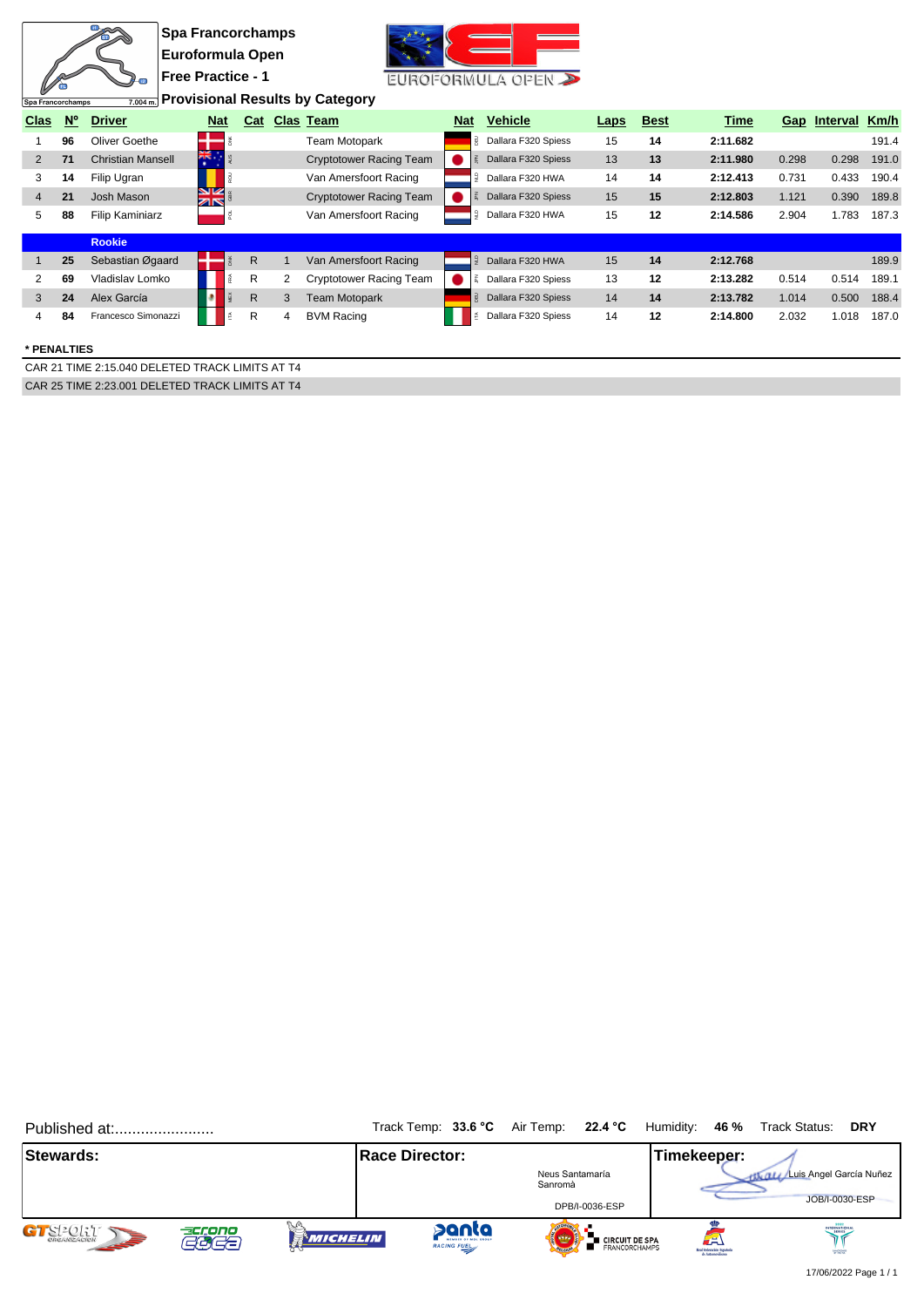**Spa Francorchamps**
**Euroformula Open**
**Free Practice - 1**
**Provisional Results by Category**

Spa Francorchamps 7.004 m.

| Clas | Nº | Driver | Nat | Cat | Clas | Team | Nat | Vehicle | Laps | Best | Time | Gap | Interval | Km/h |
|---|---|---|---|---|---|---|---|---|---|---|---|---|---|---|
| 1 | 96 | Oliver Goethe | DNK | | | Team Motopark | DEU | Dallara F320 Spiess | 15 | 14 | 2:11.682 | | | 191.4 |
| 2 | 71 | Christian Mansell | AUS | | | Cryptotower Racing Team | JPN | Dallara F320 Spiess | 13 | 13 | 2:11.980 | 0.298 | 0.298 | 191.0 |
| 3 | 14 | Filip Ugran | ROU | | | Van Amersfoort Racing | NLD | Dallara F320 HWA | 14 | 14 | 2:12.413 | 0.731 | 0.433 | 190.4 |
| 4 | 21 | Josh Mason | GBR | | | Cryptotower Racing Team | JPN | Dallara F320 Spiess | 15 | 15 | 2:12.803 | 1.121 | 0.390 | 189.8 |
| 5 | 88 | Filip Kaminiarz | POL | | | Van Amersfoort Racing | NLD | Dallara F320 HWA | 15 | 12 | 2:14.586 | 2.904 | 1.783 | 187.3 |
| | | **Rookie** | | | | | | | | | | | | |
| 1 | 25 | Sebastian Øgaard | DNK | R | 1 | Van Amersfoort Racing | NLD | Dallara F320 HWA | 15 | 14 | 2:12.768 | | | 189.9 |
| 2 | 69 | Vladislav Lomko | FRA | R | 2 | Cryptotower Racing Team | JPN | Dallara F320 Spiess | 13 | 12 | 2:13.282 | 0.514 | 0.514 | 189.1 |
| 3 | 24 | Alex García | MEX | R | 3 | Team Motopark | DEU | Dallara F320 Spiess | 14 | 14 | 2:13.782 | 1.014 | 0.500 | 188.4 |
| 4 | 84 | Francesco Simonazzi | ITA | R | 4 | BVM Racing | ITA | Dallara F320 Spiess | 14 | 12 | 2:14.800 | 2.032 | 1.018 | 187.0 |

**\* PENALTIES**

CAR 21 TIME 2:15.040 DELETED TRACK LIMITS AT T4

CAR 25 TIME 2:23.001 DELETED TRACK LIMITS AT T4

Published at:.......................

Track Temp: **33.6 °C** Air Temp: **22.4 °C** Humidity: **46 %** Track Status: **DRY**

| Stewards: | Race Director: | Timekeeper: |
|---|---|---|
| | Neus Santamaría Sanromà<br>DPB/I-0036-ESP | Luis Angel García Nuñez<br>JOB/I-0030-ESP |

17/06/2022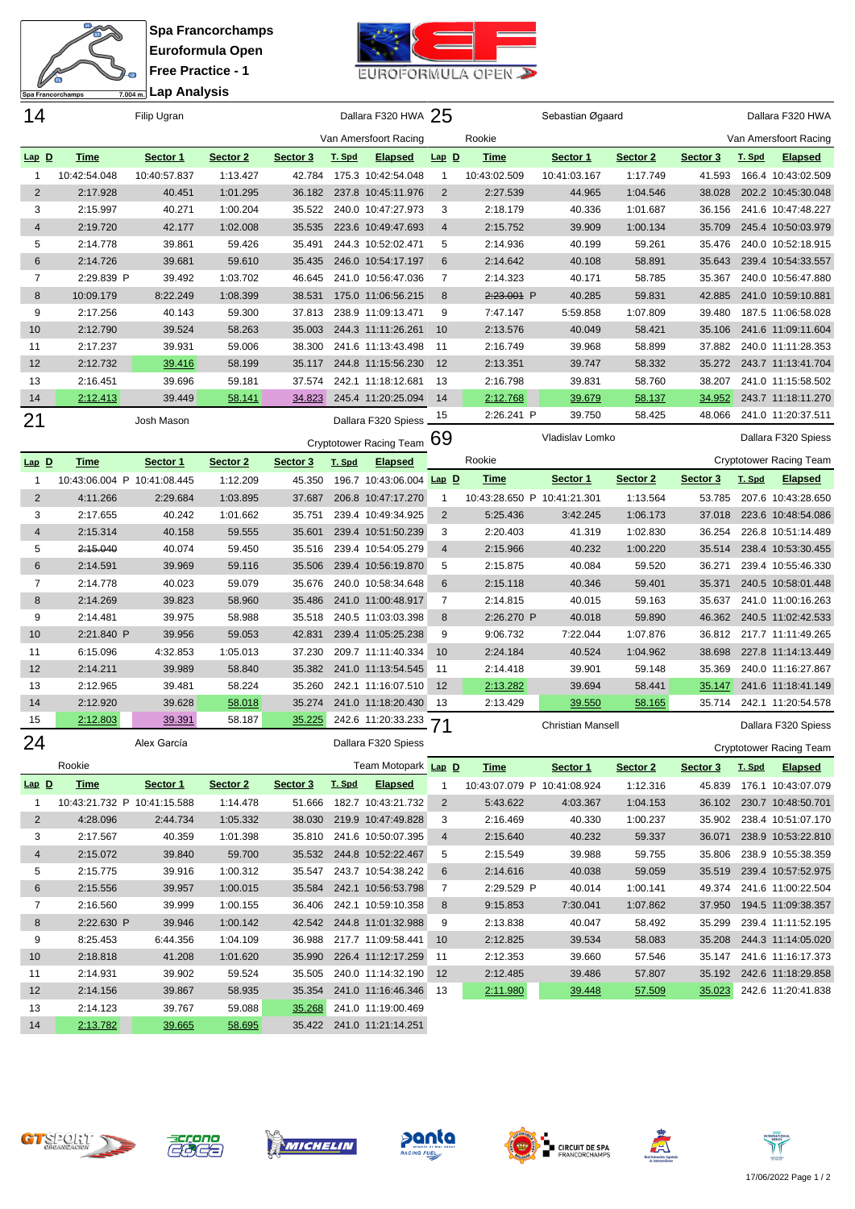# Spa Francorchamps
## Euroformula Open
## Free Practice - 1
## Lap Analysis

Spa Francorchamps 7.004 m.

### 14 — Filip Ugran — Dallara F320 HWA — Van Amersfoort Racing

| Lap | D | Time | Sector 1 | Sector 2 | Sector 3 | T. Spd | Elapsed |
|---|---|---|---|---|---|---|---|
| 1 | | 10:42:54.048 | 10:40:57.837 | 1:13.427 | 42.784 | 175.3 | 10:42:54.048 |
| 2 | | 2:17.928 | 40.451 | 1:01.295 | 36.182 | 237.8 | 10:45:11.976 |
| 3 | | 2:15.997 | 40.271 | 1:00.204 | 35.522 | 240.0 | 10:47:27.973 |
| 4 | | 2:19.720 | 42.177 | 1:02.008 | 35.535 | 223.6 | 10:49:47.693 |
| 5 | | 2:14.778 | 39.861 | 59.426 | 35.491 | 244.3 | 10:52:02.471 |
| 6 | | 2:14.726 | 39.681 | 59.610 | 35.435 | 246.0 | 10:54:17.197 |
| 7 | | 2:29.839 | P 39.492 | 1:03.702 | 46.645 | 241.0 | 10:56:47.036 |
| 8 | | 10:09.179 | 8:22.249 | 1:08.399 | 38.531 | 175.0 | 11:06:56.215 |
| 9 | | 2:17.256 | 40.143 | 59.300 | 37.813 | 238.9 | 11:09:13.471 |
| 10 | | 2:12.790 | 39.524 | 58.263 | 35.003 | 244.3 | 11:11:26.261 |
| 11 | | 2:17.237 | 39.931 | 59.006 | 38.300 | 241.6 | 11:13:43.498 |
| 12 | | 2:12.732 | 39.416 | 58.199 | 35.117 | 244.8 | 11:15:56.230 |
| 13 | | 2:16.451 | 39.696 | 59.181 | 37.574 | 242.1 | 11:18:12.681 |
| 14 | | 2:12.413 | 39.449 | 58.141 | 34.823 | 245.4 | 11:20:25.094 |

### 25 — Sebastian Øgaard — Dallara F320 HWA — Rookie — Van Amersfoort Racing

| Lap | D | Time | Sector 1 | Sector 2 | Sector 3 | T. Spd | Elapsed |
|---|---|---|---|---|---|---|---|
| 1 | | 10:43:02.509 | 10:41:03.167 | 1:17.749 | 41.593 | 166.4 | 10:43:02.509 |
| 2 | | 2:27.539 | 44.965 | 1:04.546 | 38.028 | 202.2 | 10:45:30.048 |
| 3 | | 2:18.179 | 40.336 | 1:01.687 | 36.156 | 241.6 | 10:47:48.227 |
| 4 | | 2:15.752 | 39.909 | 1:00.134 | 35.709 | 245.4 | 10:50:03.979 |
| 5 | | 2:14.936 | 40.199 | 59.261 | 35.476 | 240.0 | 10:52:18.915 |
| 6 | | 2:14.642 | 40.108 | 58.891 | 35.643 | 239.4 | 10:54:33.557 |
| 7 | | 2:14.323 | 40.171 | 58.785 | 35.367 | 240.0 | 10:56:47.880 |
| 8 | | ~~2:23.001~~ P | 40.285 | 59.831 | 42.885 | 241.0 | 10:59:10.881 |
| 9 | | 7:47.147 | 5:59.858 | 1:07.809 | 39.480 | 187.5 | 11:06:58.028 |
| 10 | | 2:13.576 | 40.049 | 58.421 | 35.106 | 241.6 | 11:09:11.604 |
| 11 | | 2:16.749 | 39.968 | 58.899 | 37.882 | 240.0 | 11:11:28.353 |
| 12 | | 2:13.351 | 39.747 | 58.332 | 35.272 | 243.7 | 11:13:41.704 |
| 13 | | 2:16.798 | 39.831 | 58.760 | 38.207 | 241.0 | 11:15:58.502 |
| 14 | | 2:12.768 | 39.679 | 58.137 | 34.952 | 243.7 | 11:18:11.270 |
| 15 | | 2:26.241 P | 39.750 | 58.425 | 48.066 | 241.0 | 11:20:37.511 |

### 21 — Josh Mason — Dallara F320 Spiess — Cryptotower Racing Team

| Lap | D | Time | Sector 1 | Sector 2 | Sector 3 | T. Spd | Elapsed |
|---|---|---|---|---|---|---|---|
| 1 | | 10:43:06.004 P | 10:41:08.445 | 1:12.209 | 45.350 | 196.7 | 10:43:06.004 |
| 2 | | 4:11.266 | 2:29.684 | 1:03.895 | 37.687 | 206.8 | 10:47:17.270 |
| 3 | | 2:17.655 | 40.242 | 1:01.662 | 35.751 | 239.4 | 10:49:34.925 |
| 4 | | 2:15.314 | 40.158 | 59.555 | 35.601 | 239.4 | 10:51:50.239 |
| 5 | | ~~2:15.040~~ | 40.074 | 59.450 | 35.516 | 239.4 | 10:54:05.279 |
| 6 | | 2:14.591 | 39.969 | 59.116 | 35.506 | 239.4 | 10:56:19.870 |
| 7 | | 2:14.778 | 40.023 | 59.079 | 35.676 | 240.0 | 10:58:34.648 |
| 8 | | 2:14.269 | 39.823 | 58.960 | 35.486 | 241.0 | 11:00:48.917 |
| 9 | | 2:14.481 | 39.975 | 58.988 | 35.518 | 240.5 | 11:03:03.398 |
| 10 | | 2:21.840 P | 39.956 | 59.053 | 42.831 | 239.4 | 11:05:25.238 |
| 11 | | 6:15.096 | 4:32.853 | 1:05.013 | 37.230 | 209.7 | 11:11:40.334 |
| 12 | | 2:14.211 | 39.989 | 58.840 | 35.382 | 241.0 | 11:13:54.545 |
| 13 | | 2:12.965 | 39.481 | 58.224 | 35.260 | 242.1 | 11:16:07.510 |
| 14 | | 2:12.920 | 39.628 | 58.018 | 35.274 | 241.0 | 11:18:20.430 |
| 15 | | 2:12.803 | 39.391 | 58.187 | 35.225 | 242.6 | 11:20:33.233 |

### 69 — Vladislav Lomko — Dallara F320 Spiess — Rookie — Cryptotower Racing Team

| Lap | D | Time | Sector 1 | Sector 2 | Sector 3 | T. Spd | Elapsed |
|---|---|---|---|---|---|---|---|
| 1 | | 10:43:28.650 P | 10:41:21.301 | 1:13.564 | 53.785 | 207.6 | 10:43:28.650 |
| 2 | | 5:25.436 | 3:42.245 | 1:06.173 | 37.018 | 223.6 | 10:48:54.086 |
| 3 | | 2:20.403 | 41.319 | 1:02.830 | 36.254 | 226.8 | 10:51:14.489 |
| 4 | | 2:15.966 | 40.232 | 1:00.220 | 35.514 | 238.4 | 10:53:30.455 |
| 5 | | 2:15.875 | 40.084 | 59.520 | 36.271 | 239.4 | 10:55:46.330 |
| 6 | | 2:15.118 | 40.346 | 59.401 | 35.371 | 240.5 | 10:58:01.448 |
| 7 | | 2:14.815 | 40.015 | 59.163 | 35.637 | 241.0 | 11:00:16.263 |
| 8 | | 2:26.270 P | 40.018 | 59.890 | 46.362 | 240.5 | 11:02:42.533 |
| 9 | | 9:06.732 | 7:22.044 | 1:07.876 | 36.812 | 217.7 | 11:11:49.265 |
| 10 | | 2:24.184 | 40.524 | 1:04.962 | 38.698 | 227.8 | 11:14:13.449 |
| 11 | | 2:14.418 | 39.901 | 59.148 | 35.369 | 240.0 | 11:16:27.867 |
| 12 | | 2:13.282 | 39.694 | 58.441 | 35.147 | 241.6 | 11:18:41.149 |
| 13 | | 2:13.429 | 39.550 | 58.165 | 35.714 | 242.1 | 11:20:54.578 |

### 24 — Alex García — Dallara F320 Spiess — Rookie — Team Motopark

| Lap | D | Time | Sector 1 | Sector 2 | Sector 3 | T. Spd | Elapsed |
|---|---|---|---|---|---|---|---|
| 1 | | 10:43:21.732 P | 10:41:15.588 | 1:14.478 | 51.666 | 182.7 | 10:43:21.732 |
| 2 | | 4:28.096 | 2:44.734 | 1:05.332 | 38.030 | 219.9 | 10:47:49.828 |
| 3 | | 2:17.567 | 40.359 | 1:01.398 | 35.810 | 241.6 | 10:50:07.395 |
| 4 | | 2:15.072 | 39.840 | 59.700 | 35.532 | 244.8 | 10:52:22.467 |
| 5 | | 2:15.775 | 39.916 | 1:00.312 | 35.547 | 243.7 | 10:54:38.242 |
| 6 | | 2:15.556 | 39.957 | 1:00.015 | 35.584 | 242.1 | 10:56:53.798 |
| 7 | | 2:16.560 | 39.999 | 1:00.155 | 36.406 | 242.1 | 10:59:10.358 |
| 8 | | 2:22.630 P | 39.946 | 1:00.142 | 42.542 | 244.8 | 11:01:32.988 |
| 9 | | 8:25.453 | 6:44.356 | 1:04.109 | 36.988 | 217.7 | 11:09:58.441 |
| 10 | | 2:18.818 | 41.208 | 1:01.620 | 35.990 | 226.4 | 11:12:17.259 |
| 11 | | 2:14.931 | 39.902 | 59.524 | 35.505 | 240.0 | 11:14:32.190 |
| 12 | | 2:14.156 | 39.867 | 58.935 | 35.354 | 241.0 | 11:16:46.346 |
| 13 | | 2:14.123 | 39.767 | 59.088 | 35.268 | 241.0 | 11:19:00.469 |
| 14 | | 2:13.782 | 39.665 | 58.695 | 35.422 | 241.0 | 11:21:14.251 |

### 71 — Christian Mansell — Dallara F320 Spiess — Cryptotower Racing Team

| Lap | D | Time | Sector 1 | Sector 2 | Sector 3 | T. Spd | Elapsed |
|---|---|---|---|---|---|---|---|
| 1 | | 10:43:07.079 P | 10:41:08.924 | 1:12.316 | 45.839 | 176.1 | 10:43:07.079 |
| 2 | | 5:43.622 | 4:03.367 | 1:04.153 | 36.102 | 230.7 | 10:48:50.701 |
| 3 | | 2:16.469 | 40.330 | 1:00.237 | 35.902 | 238.4 | 10:51:07.170 |
| 4 | | 2:15.640 | 40.232 | 59.337 | 36.071 | 238.9 | 10:53:22.810 |
| 5 | | 2:15.549 | 39.988 | 59.755 | 35.806 | 238.9 | 10:55:38.359 |
| 6 | | 2:14.616 | 40.038 | 59.059 | 35.519 | 239.4 | 10:57:52.975 |
| 7 | | 2:29.529 P | 40.014 | 1:00.141 | 49.374 | 241.6 | 11:00:22.504 |
| 8 | | 9:15.853 | 7:30.041 | 1:07.862 | 37.950 | 194.5 | 11:09:38.357 |
| 9 | | 2:13.838 | 40.047 | 58.492 | 35.299 | 239.4 | 11:11:52.195 |
| 10 | | 2:12.825 | 39.534 | 58.083 | 35.208 | 244.3 | 11:14:05.020 |
| 11 | | 2:12.353 | 39.660 | 57.546 | 35.147 | 241.6 | 11:16:17.373 |
| 12 | | 2:12.485 | 39.486 | 57.807 | 35.192 | 242.6 | 11:18:29.858 |
| 13 | | 2:11.980 | 39.448 | 57.509 | 35.023 | 242.6 | 11:20:41.838 |

17/06/2022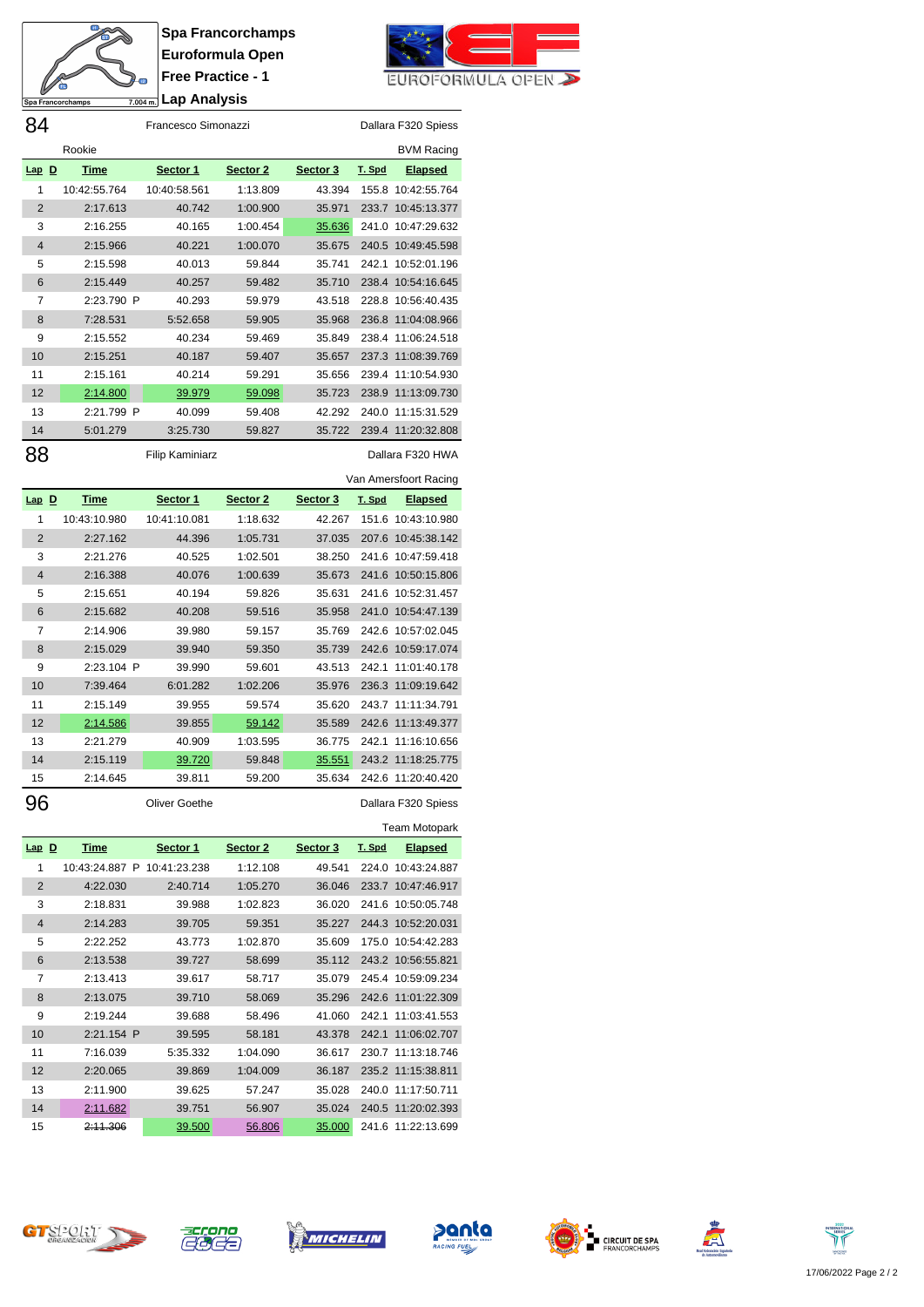# Spa Francorchamps
## Euroformula Open
## Free Practice - 1
## Lap Analysis

**84** Francesco Simonazzi — Dallara F320 Spiess

Rookie — BVM Racing

| Lap | D | Time | Sector 1 | Sector 2 | Sector 3 | T. Spd | Elapsed |
|---|---|---|---|---|---|---|---|
| 1 | | 10:42:55.764 | 10:40:58.561 | 1:13.809 | 43.394 | 155.8 | 10:42:55.764 |
| 2 | | 2:17.613 | 40.742 | 1:00.900 | 35.971 | 233.7 | 10:45:13.377 |
| 3 | | 2:16.255 | 40.165 | 1:00.454 | 35.636 | 241.0 | 10:47:29.632 |
| 4 | | 2:15.966 | 40.221 | 1:00.070 | 35.675 | 240.5 | 10:49:45.598 |
| 5 | | 2:15.598 | 40.013 | 59.844 | 35.741 | 242.1 | 10:52:01.196 |
| 6 | | 2:15.449 | 40.257 | 59.482 | 35.710 | 238.4 | 10:54:16.645 |
| 7 | | 2:23.790 P | 40.293 | 59.979 | 43.518 | 228.8 | 10:56:40.435 |
| 8 | | 7:28.531 | 5:52.658 | 59.905 | 35.968 | 236.8 | 11:04:08.966 |
| 9 | | 2:15.552 | 40.234 | 59.469 | 35.849 | 238.4 | 11:06:24.518 |
| 10 | | 2:15.251 | 40.187 | 59.407 | 35.657 | 237.3 | 11:08:39.769 |
| 11 | | 2:15.161 | 40.214 | 59.291 | 35.656 | 239.4 | 11:10:54.930 |
| 12 | | 2:14.800 | 39.979 | 59.098 | 35.723 | 238.9 | 11:13:09.730 |
| 13 | | 2:21.799 P | 40.099 | 59.408 | 42.292 | 240.0 | 11:15:31.529 |
| 14 | | 5:01.279 | 3:25.730 | 59.827 | 35.722 | 239.4 | 11:20:32.808 |

**88** Filip Kaminiarz — Dallara F320 HWA

Van Amersfoort Racing

| Lap | D | Time | Sector 1 | Sector 2 | Sector 3 | T. Spd | Elapsed |
|---|---|---|---|---|---|---|---|
| 1 | | 10:43:10.980 | 10:41:10.081 | 1:18.632 | 42.267 | 151.6 | 10:43:10.980 |
| 2 | | 2:27.162 | 44.396 | 1:05.731 | 37.035 | 207.6 | 10:45:38.142 |
| 3 | | 2:21.276 | 40.525 | 1:02.501 | 38.250 | 241.6 | 10:47:59.418 |
| 4 | | 2:16.388 | 40.076 | 1:00.639 | 35.673 | 241.6 | 10:50:15.806 |
| 5 | | 2:15.651 | 40.194 | 59.826 | 35.631 | 241.6 | 10:52:31.457 |
| 6 | | 2:15.682 | 40.208 | 59.516 | 35.958 | 241.0 | 10:54:47.139 |
| 7 | | 2:14.906 | 39.980 | 59.157 | 35.769 | 242.6 | 10:57:02.045 |
| 8 | | 2:15.029 | 39.940 | 59.350 | 35.739 | 242.6 | 10:59:17.074 |
| 9 | | 2:23.104 P | 39.990 | 59.601 | 43.513 | 242.1 | 11:01:40.178 |
| 10 | | 7:39.464 | 6:01.282 | 1:02.206 | 35.976 | 236.3 | 11:09:19.642 |
| 11 | | 2:15.149 | 39.955 | 59.574 | 35.620 | 243.7 | 11:11:34.791 |
| 12 | | 2:14.586 | 39.855 | 59.142 | 35.589 | 242.6 | 11:13:49.377 |
| 13 | | 2:21.279 | 40.909 | 1:03.595 | 36.775 | 242.1 | 11:16:10.656 |
| 14 | | 2:15.119 | 39.720 | 59.848 | 35.551 | 243.2 | 11:18:25.775 |
| 15 | | 2:14.645 | 39.811 | 59.200 | 35.634 | 242.6 | 11:20:40.420 |

**96** Oliver Goethe — Dallara F320 Spiess

Team Motopark

| Lap | D | Time | Sector 1 | Sector 2 | Sector 3 | T. Spd | Elapsed |
|---|---|---|---|---|---|---|---|
| 1 | | 10:43:24.887 P | 10:41:23.238 | 1:12.108 | 49.541 | 224.0 | 10:43:24.887 |
| 2 | | 4:22.030 | 2:40.714 | 1:05.270 | 36.046 | 233.7 | 10:47:46.917 |
| 3 | | 2:18.831 | 39.988 | 1:02.823 | 36.020 | 241.6 | 10:50:05.748 |
| 4 | | 2:14.283 | 39.705 | 59.351 | 35.227 | 244.3 | 10:52:20.031 |
| 5 | | 2:22.252 | 43.773 | 1:02.870 | 35.609 | 175.0 | 10:54:42.283 |
| 6 | | 2:13.538 | 39.727 | 58.699 | 35.112 | 243.2 | 10:56:55.821 |
| 7 | | 2:13.413 | 39.617 | 58.717 | 35.079 | 245.4 | 10:59:09.234 |
| 8 | | 2:13.075 | 39.710 | 58.069 | 35.296 | 242.6 | 11:01:22.309 |
| 9 | | 2:19.244 | 39.688 | 58.496 | 41.060 | 242.1 | 11:03:41.553 |
| 10 | | 2:21.154 P | 39.595 | 58.181 | 43.378 | 242.1 | 11:06:02.707 |
| 11 | | 7:16.039 | 5:35.332 | 1:04.090 | 36.617 | 230.7 | 11:13:18.746 |
| 12 | | 2:20.065 | 39.869 | 1:04.009 | 36.187 | 235.2 | 11:15:38.811 |
| 13 | | 2:11.900 | 39.625 | 57.247 | 35.028 | 240.0 | 11:17:50.711 |
| 14 | | 2:11.682 | 39.751 | 56.907 | 35.024 | 240.5 | 11:20:02.393 |
| 15 | | ~~2:11.306~~ | 39.500 | 56.806 | 35.000 | 241.6 | 11:22:13.699 |

17/06/2022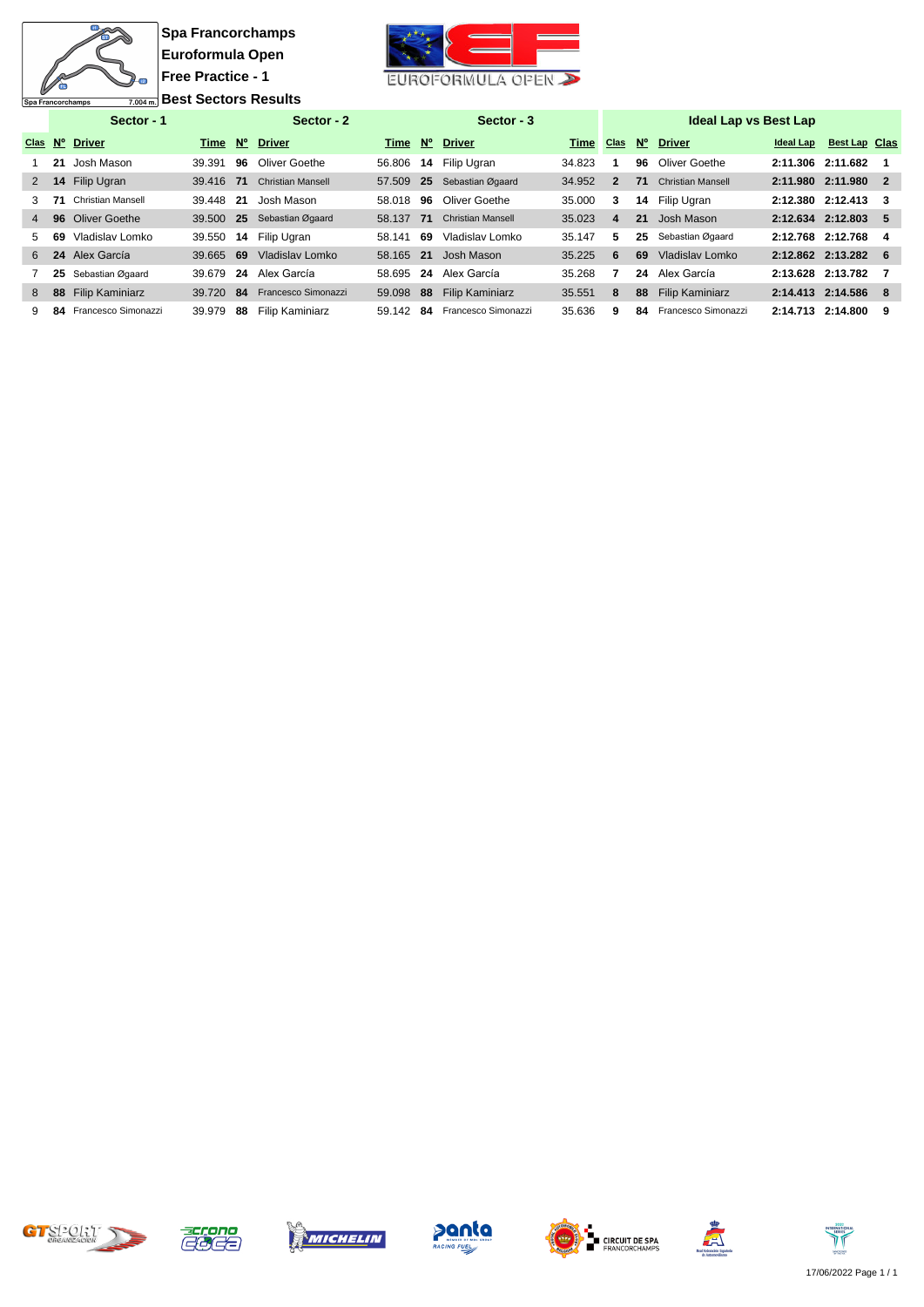# Spa Francorchamps

## Euroformula Open

## Free Practice - 1

## Best Sectors Results

Spa Francorchamps 7.004 m.

| Sector - 1 | | | | Sector - 2 | | | Sector - 3 | | | Ideal Lap vs Best Lap | | | | | |
|---|---|---|---|---|---|---|---|---|---|---|---|---|---|---|---|
| Clas | Nº | Driver | Time | Nº | Driver | Time | Nº | Driver | Time | Clas | Nº | Driver | Ideal Lap | Best Lap | Clas |
| 1 | 21 | Josh Mason | 39.391 | 96 | Oliver Goethe | 56.806 | 14 | Filip Ugran | 34.823 | 1 | 96 | Oliver Goethe | 2:11.306 | 2:11.682 | 1 |
| 2 | 14 | Filip Ugran | 39.416 | 71 | Christian Mansell | 57.509 | 25 | Sebastian Øgaard | 34.952 | 2 | 71 | Christian Mansell | 2:11.980 | 2:11.980 | 2 |
| 3 | 71 | Christian Mansell | 39.448 | 21 | Josh Mason | 58.018 | 96 | Oliver Goethe | 35.000 | 3 | 14 | Filip Ugran | 2:12.380 | 2:12.413 | 3 |
| 4 | 96 | Oliver Goethe | 39.500 | 25 | Sebastian Øgaard | 58.137 | 71 | Christian Mansell | 35.023 | 4 | 21 | Josh Mason | 2:12.634 | 2:12.803 | 5 |
| 5 | 69 | Vladislav Lomko | 39.550 | 14 | Filip Ugran | 58.141 | 69 | Vladislav Lomko | 35.147 | 5 | 25 | Sebastian Øgaard | 2:12.768 | 2:12.768 | 4 |
| 6 | 24 | Alex García | 39.665 | 69 | Vladislav Lomko | 58.165 | 21 | Josh Mason | 35.225 | 6 | 69 | Vladislav Lomko | 2:12.862 | 2:13.282 | 6 |
| 7 | 25 | Sebastian Øgaard | 39.679 | 24 | Alex García | 58.695 | 24 | Alex García | 35.268 | 7 | 24 | Alex García | 2:13.628 | 2:13.782 | 7 |
| 8 | 88 | Filip Kaminiarz | 39.720 | 84 | Francesco Simonazzi | 59.098 | 88 | Filip Kaminiarz | 35.551 | 8 | 88 | Filip Kaminiarz | 2:14.413 | 2:14.586 | 8 |
| 9 | 84 | Francesco Simonazzi | 39.979 | 88 | Filip Kaminiarz | 59.142 | 84 | Francesco Simonazzi | 35.636 | 9 | 84 | Francesco Simonazzi | 2:14.713 | 2:14.800 | 9 |

17/06/2022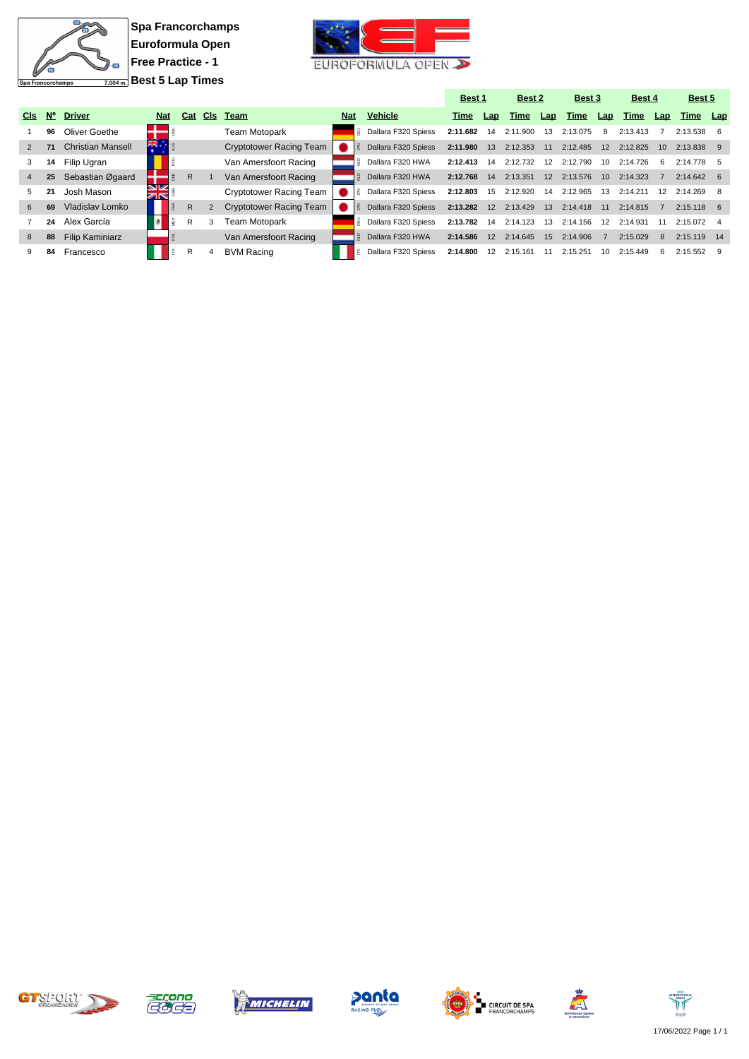# Spa Francorchamps
## Euroformula Open
## Free Practice - 1
## Best 5 Lap Times

| Cls | Nº | Driver | Nat | Cat | Cls | Team | Nat | Vehicle | Best 1 Time | Lap | Best 2 Time | Lap | Best 3 Time | Lap | Best 4 Time | Lap | Best 5 Time | Lap |
|---|---|---|---|---|---|---|---|---|---|---|---|---|---|---|---|---|---|---|
| 1 | 96 | Oliver Goethe | DNK | | | Team Motopark | DEU | Dallara F320 Spiess | 2:11.682 | 14 | 2:11.900 | 13 | 2:13.075 | 8 | 2:13.413 | 7 | 2:13.538 | 6 |
| 2 | 71 | Christian Mansell | AUS | | | Cryptotower Racing Team | JPN | Dallara F320 Spiess | 2:11.980 | 13 | 2:12.353 | 11 | 2:12.485 | 12 | 2:12.825 | 10 | 2:13.838 | 9 |
| 3 | 14 | Filip Ugran | ROU | | | Van Amersfoort Racing | NLD | Dallara F320 HWA | 2:12.413 | 14 | 2:12.732 | 12 | 2:12.790 | 10 | 2:14.726 | 6 | 2:14.778 | 5 |
| 4 | 25 | Sebastian Øgaard | DNK | R | 1 | Van Amersfoort Racing | NLD | Dallara F320 HWA | 2:12.768 | 14 | 2:13.351 | 12 | 2:13.576 | 10 | 2:14.323 | 7 | 2:14.642 | 6 |
| 5 | 21 | Josh Mason | GBR | | | Cryptotower Racing Team | JPN | Dallara F320 Spiess | 2:12.803 | 15 | 2:12.920 | 14 | 2:12.965 | 13 | 2:14.211 | 12 | 2:14.269 | 8 |
| 6 | 69 | Vladislav Lomko | FRA | R | 2 | Cryptotower Racing Team | JPN | Dallara F320 Spiess | 2:13.282 | 12 | 2:13.429 | 13 | 2:14.418 | 11 | 2:14.815 | 7 | 2:15.118 | 6 |
| 7 | 24 | Alex García | MEX | R | 3 | Team Motopark | DEU | Dallara F320 Spiess | 2:13.782 | 14 | 2:14.123 | 13 | 2:14.156 | 12 | 2:14.931 | 11 | 2:15.072 | 4 |
| 8 | 88 | Filip Kaminiarz | POL | | | Van Amersfoort Racing | NLD | Dallara F320 HWA | 2:14.586 | 12 | 2:14.645 | 15 | 2:14.906 | 7 | 2:15.029 | 8 | 2:15.119 | 14 |
| 9 | 84 | Francesco | ITA | R | 4 | BVM Racing | ITA | Dallara F320 Spiess | 2:14.800 | 12 | 2:15.161 | 11 | 2:15.251 | 10 | 2:15.449 | 6 | 2:15.552 | 9 |

17/06/2022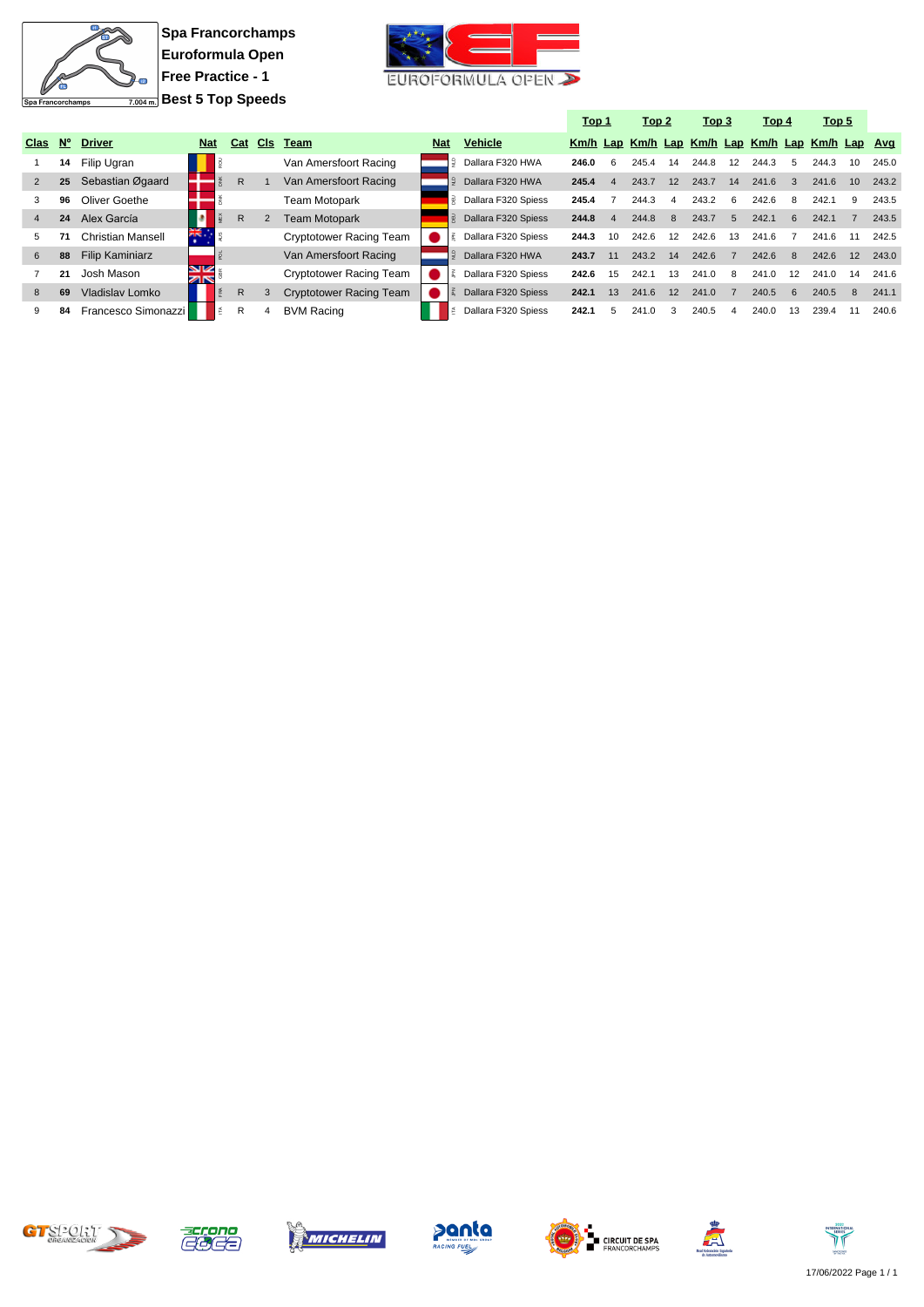**Spa Francorchamps**
**Euroformula Open**
**Free Practice - 1**
**Best 5 Top Speeds**

Spa Francorchamps 7.004 m.

| | | | | | | | | | Top 1 | | Top 2 | | Top 3 | | Top 4 | | Top 5 | | |
|---|---|---|---|---|---|---|---|---|---|---|---|---|---|---|---|---|---|---|---|
| Clas | Nº | Driver | Nat | Cat | Cls | Team | Nat | Vehicle | Km/h | Lap | Km/h | Lap | Km/h | Lap | Km/h | Lap | Km/h | Lap | Avg |
| 1 | 14 | Filip Ugran | ROU | | | Van Amersfoort Racing | NLD | Dallara F320 HWA | 246.0 | 6 | 245.4 | 14 | 244.8 | 12 | 244.3 | 5 | 244.3 | 10 | 245.0 |
| 2 | 25 | Sebastian Øgaard | DNK | R | 1 | Van Amersfoort Racing | NLD | Dallara F320 HWA | 245.4 | 4 | 243.7 | 12 | 243.7 | 14 | 241.6 | 3 | 241.6 | 10 | 243.2 |
| 3 | 96 | Oliver Goethe | DNK | | | Team Motopark | DEU | Dallara F320 Spiess | 245.4 | 7 | 244.3 | 4 | 243.2 | 6 | 242.6 | 8 | 242.1 | 9 | 243.5 |
| 4 | 24 | Alex García | MEX | R | 2 | Team Motopark | DEU | Dallara F320 Spiess | 244.8 | 4 | 244.8 | 8 | 243.7 | 5 | 242.1 | 6 | 242.1 | 7 | 243.5 |
| 5 | 71 | Christian Mansell | AUS | | | Cryptotower Racing Team | JPN | Dallara F320 Spiess | 244.3 | 10 | 242.6 | 12 | 242.6 | 13 | 241.6 | 7 | 241.6 | 11 | 242.5 |
| 6 | 88 | Filip Kaminiarz | POL | | | Van Amersfoort Racing | NLD | Dallara F320 HWA | 243.7 | 11 | 243.2 | 14 | 242.6 | 7 | 242.6 | 8 | 242.6 | 12 | 243.0 |
| 7 | 21 | Josh Mason | GBR | | | Cryptotower Racing Team | JPN | Dallara F320 Spiess | 242.6 | 15 | 242.1 | 13 | 241.0 | 8 | 241.0 | 12 | 241.0 | 14 | 241.6 |
| 8 | 69 | Vladislav Lomko | FRA | R | 3 | Cryptotower Racing Team | JPN | Dallara F320 Spiess | 242.1 | 13 | 241.6 | 12 | 241.0 | 7 | 240.5 | 6 | 240.5 | 8 | 241.1 |
| 9 | 84 | Francesco Simonazzi | ITA | R | 4 | BVM Racing | ITA | Dallara F320 Spiess | 242.1 | 5 | 241.0 | 3 | 240.5 | 4 | 240.0 | 13 | 239.4 | 11 | 240.6 |

17/06/2022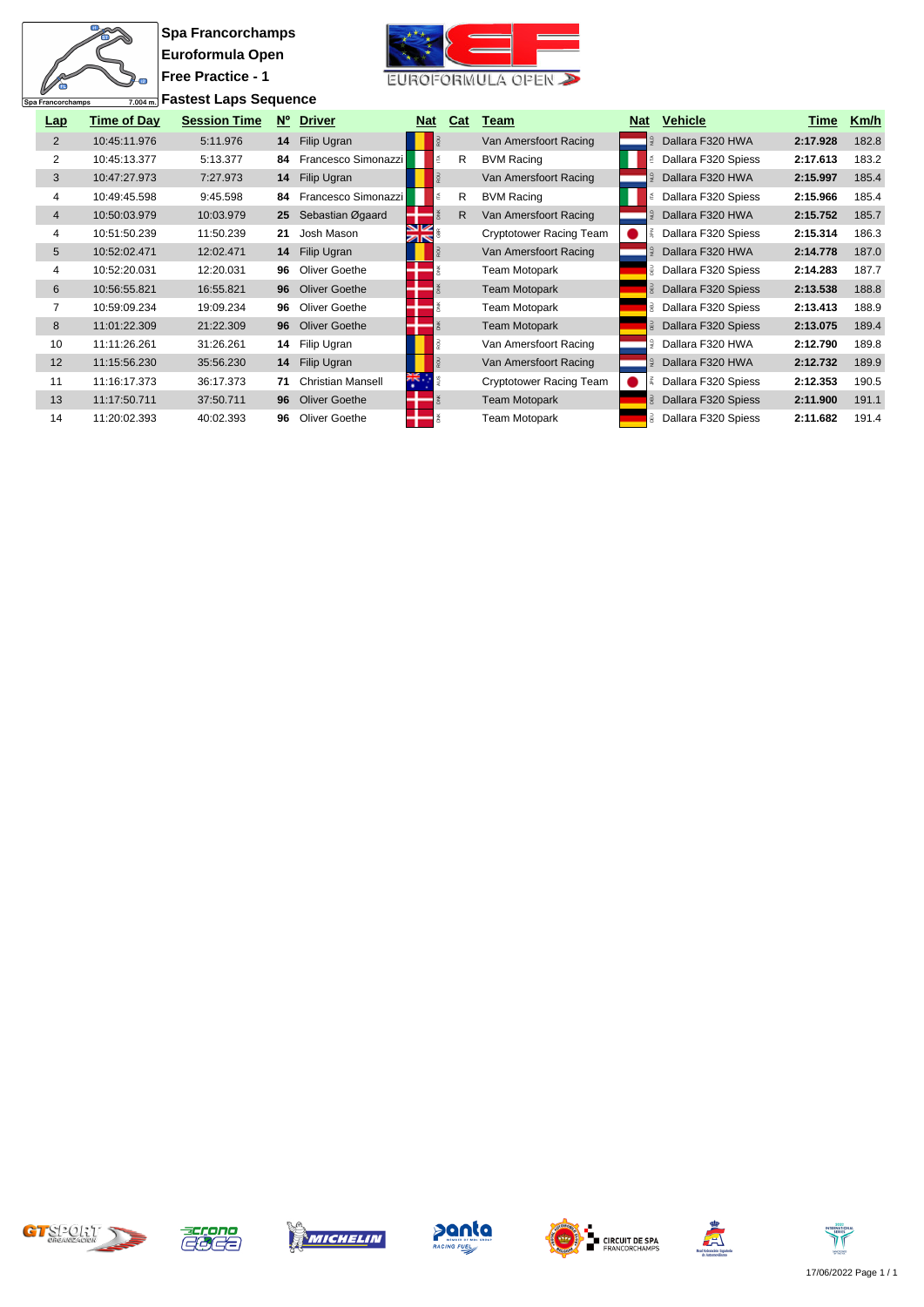**Spa Francorchamps**

**Euroformula Open**

**Free Practice - 1**

**Fastest Laps Sequence**

Spa Francorchamps 7.004 m.

| Lap | Time of Day | Session Time | Nº | Driver | Nat | Cat | Team | Nat | Vehicle | Time | Km/h |
|---|---|---|---|---|---|---|---|---|---|---|---|
| 2 | 10:45:11.976 | 5:11.976 | **14** | Filip Ugran | ROU | | Van Amersfoort Racing | NLD | Dallara F320 HWA | **2:17.928** | 182.8 |
| 2 | 10:45:13.377 | 5:13.377 | **84** | Francesco Simonazzi | ITA | R | BVM Racing | ITA | Dallara F320 Spiess | **2:17.613** | 183.2 |
| 3 | 10:47:27.973 | 7:27.973 | **14** | Filip Ugran | ROU | | Van Amersfoort Racing | NLD | Dallara F320 HWA | **2:15.997** | 185.4 |
| 4 | 10:49:45.598 | 9:45.598 | **84** | Francesco Simonazzi | ITA | R | BVM Racing | ITA | Dallara F320 Spiess | **2:15.966** | 185.4 |
| 4 | 10:50:03.979 | 10:03.979 | **25** | Sebastian Øgaard | DNK | R | Van Amersfoort Racing | NLD | Dallara F320 HWA | **2:15.752** | 185.7 |
| 4 | 10:51:50.239 | 11:50.239 | **21** | Josh Mason | GBR | | Cryptotower Racing Team | JPN | Dallara F320 Spiess | **2:15.314** | 186.3 |
| 5 | 10:52:02.471 | 12:02.471 | **14** | Filip Ugran | ROU | | Van Amersfoort Racing | NLD | Dallara F320 HWA | **2:14.778** | 187.0 |
| 4 | 10:52:20.031 | 12:20.031 | **96** | Oliver Goethe | DNK | | Team Motopark | DEU | Dallara F320 Spiess | **2:14.283** | 187.7 |
| 6 | 10:56:55.821 | 16:55.821 | **96** | Oliver Goethe | DNK | | Team Motopark | DEU | Dallara F320 Spiess | **2:13.538** | 188.8 |
| 7 | 10:59:09.234 | 19:09.234 | **96** | Oliver Goethe | DNK | | Team Motopark | DEU | Dallara F320 Spiess | **2:13.413** | 188.9 |
| 8 | 11:01:22.309 | 21:22.309 | **96** | Oliver Goethe | DNK | | Team Motopark | DEU | Dallara F320 Spiess | **2:13.075** | 189.4 |
| 10 | 11:11:26.261 | 31:26.261 | **14** | Filip Ugran | ROU | | Van Amersfoort Racing | NLD | Dallara F320 HWA | **2:12.790** | 189.8 |
| 12 | 11:15:56.230 | 35:56.230 | **14** | Filip Ugran | ROU | | Van Amersfoort Racing | NLD | Dallara F320 HWA | **2:12.732** | 189.9 |
| 11 | 11:16:17.373 | 36:17.373 | **71** | Christian Mansell | AUS | | Cryptotower Racing Team | JPN | Dallara F320 Spiess | **2:12.353** | 190.5 |
| 13 | 11:17:50.711 | 37:50.711 | **96** | Oliver Goethe | DNK | | Team Motopark | DEU | Dallara F320 Spiess | **2:11.900** | 191.1 |
| 14 | 11:20:02.393 | 40:02.393 | **96** | Oliver Goethe | DNK | | Team Motopark | DEU | Dallara F320 Spiess | **2:11.682** | 191.4 |

17/06/2022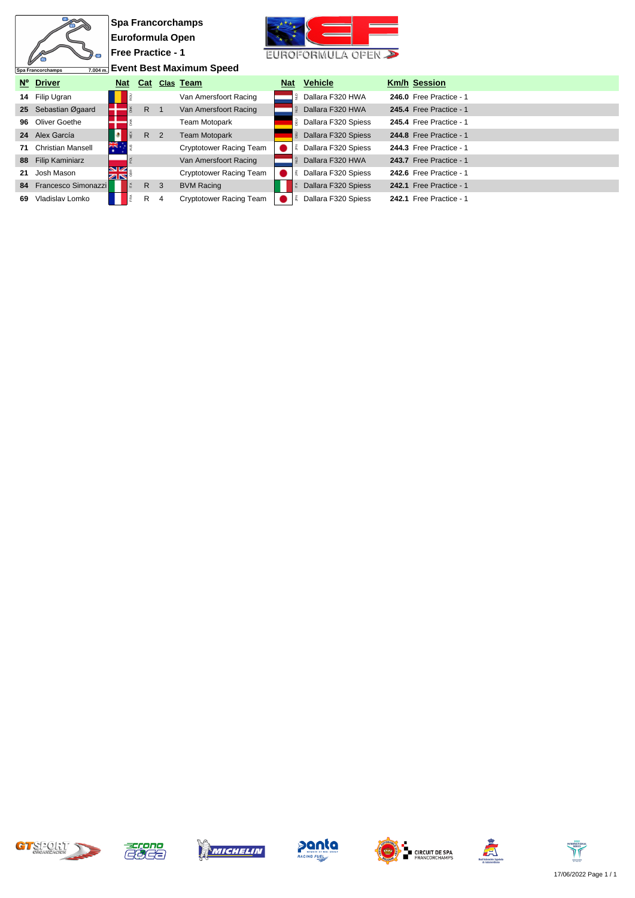**Spa Francorchamps**

**Euroformula Open**

**Free Practice - 1**

**Event Best Maximum Speed**

| Nº | Driver | Nat | Cat | Clas | Team | Nat | Vehicle | Km/h | Session |
|---|---|---|---|---|---|---|---|---|---|
| 14 | Filip Ugran | ROU | | | Van Amersfoort Racing | NLD | Dallara F320 HWA | 246.0 | Free Practice - 1 |
| 25 | Sebastian Øgaard | DNK | R | 1 | Van Amersfoort Racing | NLD | Dallara F320 HWA | 245.4 | Free Practice - 1 |
| 96 | Oliver Goethe | DNK | | | Team Motopark | DEU | Dallara F320 Spiess | 245.4 | Free Practice - 1 |
| 24 | Alex García | MEX | R | 2 | Team Motopark | DEU | Dallara F320 Spiess | 244.8 | Free Practice - 1 |
| 71 | Christian Mansell | AUS | | | Cryptotower Racing Team | JPN | Dallara F320 Spiess | 244.3 | Free Practice - 1 |
| 88 | Filip Kaminiarz | POL | | | Van Amersfoort Racing | NLD | Dallara F320 HWA | 243.7 | Free Practice - 1 |
| 21 | Josh Mason | GBR | | | Cryptotower Racing Team | JPN | Dallara F320 Spiess | 242.6 | Free Practice - 1 |
| 84 | Francesco Simonazzi | ITA | R | 3 | BVM Racing | ITA | Dallara F320 Spiess | 242.1 | Free Practice - 1 |
| 69 | Vladislav Lomko | FRA | R | 4 | Cryptotower Racing Team | JPN | Dallara F320 Spiess | 242.1 | Free Practice - 1 |

17/06/2022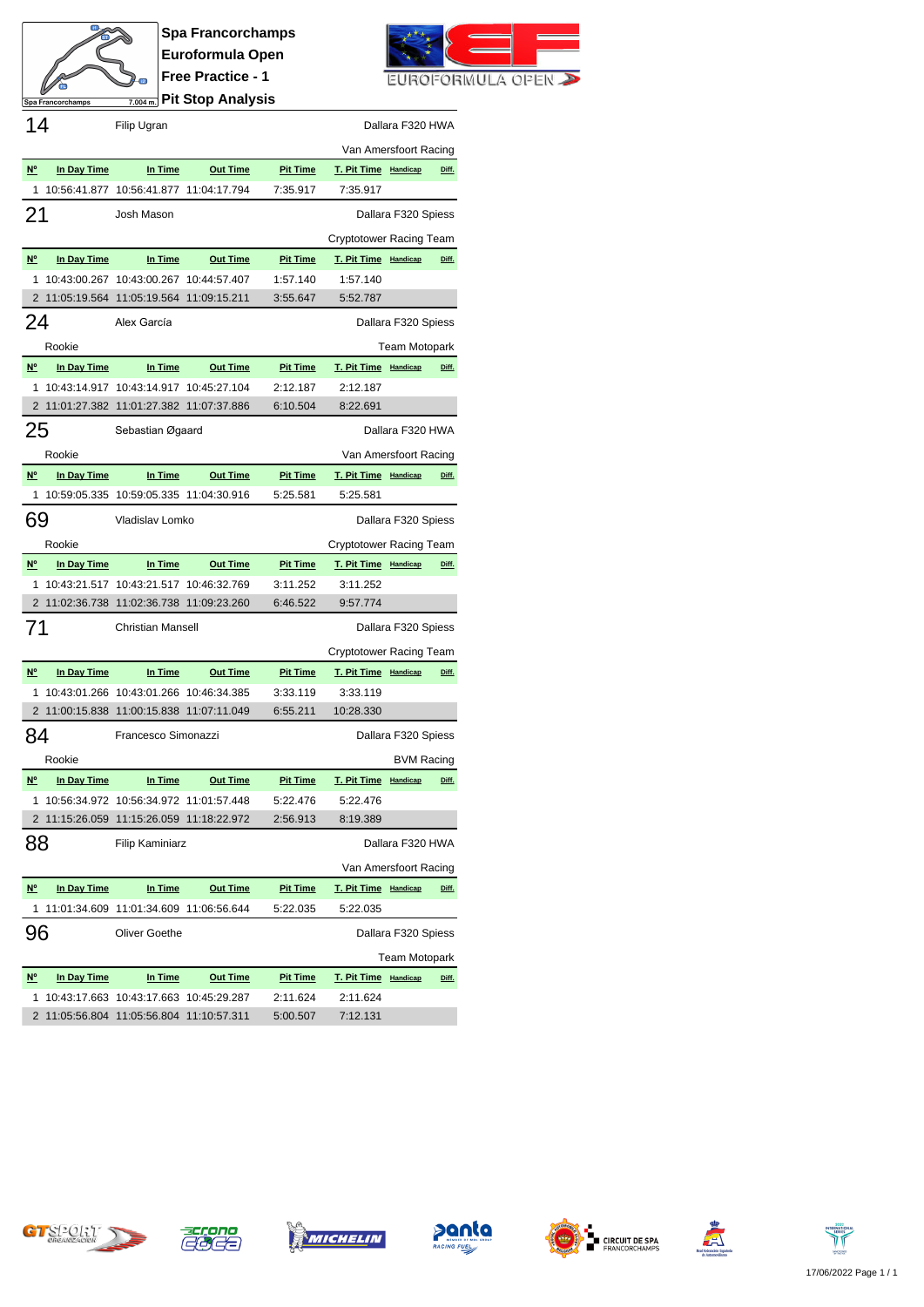# Spa Francorchamps
## Euroformula Open
## Free Practice - 1
## Pit Stop Analysis

Spa Francorchamps 7.004 m.

### 14 — Filip Ugran — Dallara F320 HWA

Van Amersfoort Racing

| Nº | In Day Time | In Time | Out Time | Pit Time | T. Pit Time | Handicap | Diff. |
|---|---|---|---|---|---|---|---|
| 1 | 10:56:41.877 | 10:56:41.877 | 11:04:17.794 | 7:35.917 | 7:35.917 | | |

### 21 — Josh Mason — Dallara F320 Spiess

Cryptotower Racing Team

| Nº | In Day Time | In Time | Out Time | Pit Time | T. Pit Time | Handicap | Diff. |
|---|---|---|---|---|---|---|---|
| 1 | 10:43:00.267 | 10:43:00.267 | 10:44:57.407 | 1:57.140 | 1:57.140 | | |
| 2 | 11:05:19.564 | 11:05:19.564 | 11:09:15.211 | 3:55.647 | 5:52.787 | | |

### 24 — Alex García — Dallara F320 Spiess

Rookie — Team Motopark

| Nº | In Day Time | In Time | Out Time | Pit Time | T. Pit Time | Handicap | Diff. |
|---|---|---|---|---|---|---|---|
| 1 | 10:43:14.917 | 10:43:14.917 | 10:45:27.104 | 2:12.187 | 2:12.187 | | |
| 2 | 11:01:27.382 | 11:01:27.382 | 11:07:37.886 | 6:10.504 | 8:22.691 | | |

### 25 — Sebastian Øgaard — Dallara F320 HWA

Rookie — Van Amersfoort Racing

| Nº | In Day Time | In Time | Out Time | Pit Time | T. Pit Time | Handicap | Diff. |
|---|---|---|---|---|---|---|---|
| 1 | 10:59:05.335 | 10:59:05.335 | 11:04:30.916 | 5:25.581 | 5:25.581 | | |

### 69 — Vladislav Lomko — Dallara F320 Spiess

Rookie — Cryptotower Racing Team

| Nº | In Day Time | In Time | Out Time | Pit Time | T. Pit Time | Handicap | Diff. |
|---|---|---|---|---|---|---|---|
| 1 | 10:43:21.517 | 10:43:21.517 | 10:46:32.769 | 3:11.252 | 3:11.252 | | |
| 2 | 11:02:36.738 | 11:02:36.738 | 11:09:23.260 | 6:46.522 | 9:57.774 | | |

### 71 — Christian Mansell — Dallara F320 Spiess

Cryptotower Racing Team

| Nº | In Day Time | In Time | Out Time | Pit Time | T. Pit Time | Handicap | Diff. |
|---|---|---|---|---|---|---|---|
| 1 | 10:43:01.266 | 10:43:01.266 | 10:46:34.385 | 3:33.119 | 3:33.119 | | |
| 2 | 11:00:15.838 | 11:00:15.838 | 11:07:11.049 | 6:55.211 | 10:28.330 | | |

### 84 — Francesco Simonazzi — Dallara F320 Spiess

Rookie — BVM Racing

| Nº | In Day Time | In Time | Out Time | Pit Time | T. Pit Time | Handicap | Diff. |
|---|---|---|---|---|---|---|---|
| 1 | 10:56:34.972 | 10:56:34.972 | 11:01:57.448 | 5:22.476 | 5:22.476 | | |
| 2 | 11:15:26.059 | 11:15:26.059 | 11:18:22.972 | 2:56.913 | 8:19.389 | | |

### 88 — Filip Kaminiarz — Dallara F320 HWA

Van Amersfoort Racing

| Nº | In Day Time | In Time | Out Time | Pit Time | T. Pit Time | Handicap | Diff. |
|---|---|---|---|---|---|---|---|
| 1 | 11:01:34.609 | 11:01:34.609 | 11:06:56.644 | 5:22.035 | 5:22.035 | | |

### 96 — Oliver Goethe — Dallara F320 Spiess

Team Motopark

| Nº | In Day Time | In Time | Out Time | Pit Time | T. Pit Time | Handicap | Diff. |
|---|---|---|---|---|---|---|---|
| 1 | 10:43:17.663 | 10:43:17.663 | 10:45:29.287 | 2:11.624 | 2:11.624 | | |
| 2 | 11:05:56.804 | 11:05:56.804 | 11:10:57.311 | 5:00.507 | 7:12.131 | | |

17/06/2022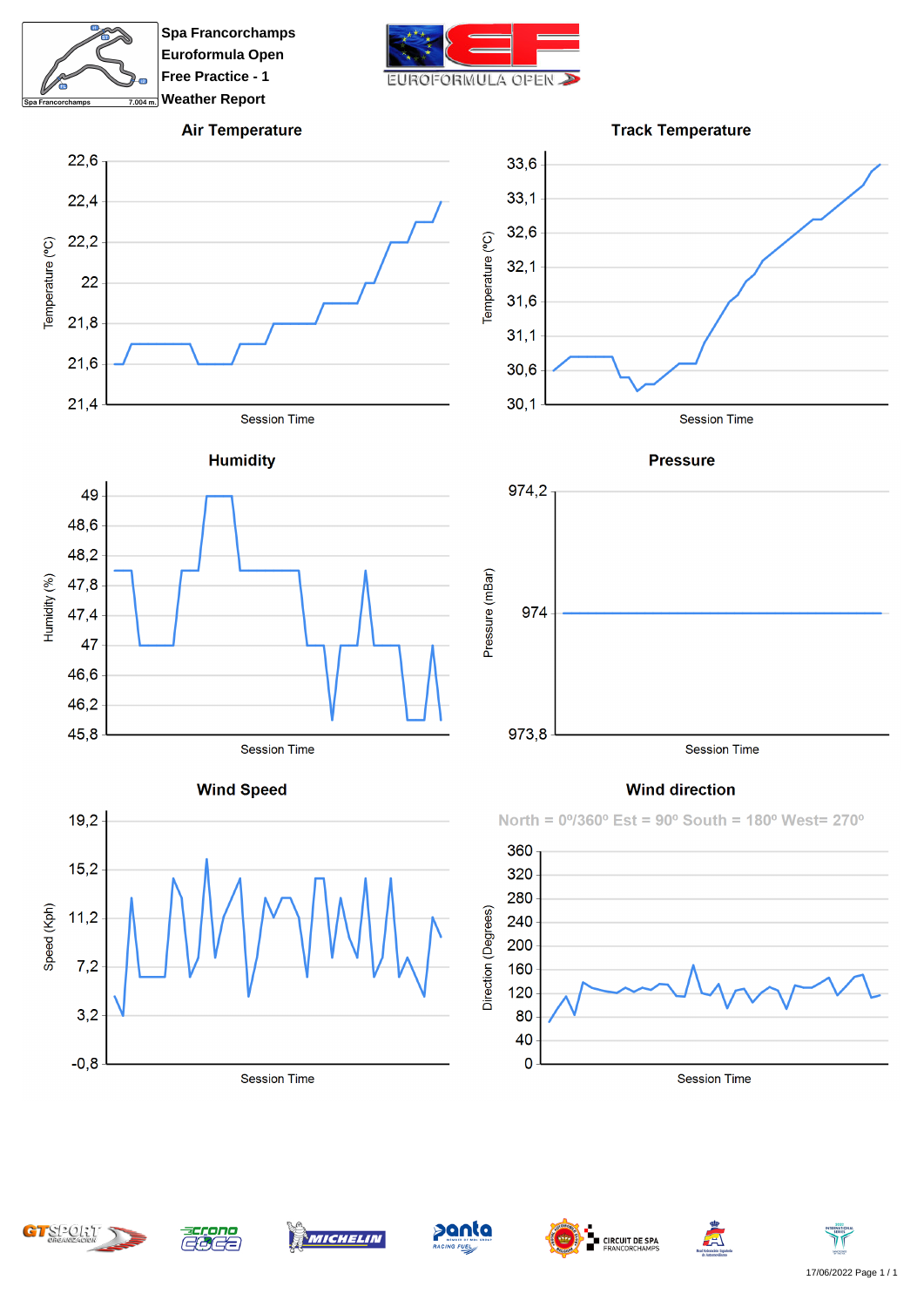Spa Francorchamps
Euroformula Open
Free Practice - 1
Weather Report

Spa Francorchamps 7.004 m.

EUROFORMULA OPEN

## Air Temperature

Temperature (ºC)

22,6
22,4
22,2
22
21,8
21,6
21,4

Session Time

## Track Temperature

Temperature (ºC)

33,6
33,1
32,6
32,1
31,6
31,1
30,6
30,1

Session Time

## Humidity

Humidity (%)

49
48,6
48,2
47,8
47,4
47
46,6
46,2
45,8

Session Time

## Pressure

Pressure (mBar)

974,2
974
973,8

Session Time

## Wind Speed

Speed (Kph)

19,2
15,2
11,2
7,2
3,2
-0,8

Session Time

## Wind direction

North = 0º/360º Est = 90º South = 180º West= 270º

Direction (Degrees)

360
320
280
240
200
160
120
80
40
0

Session Time

17/06/2022